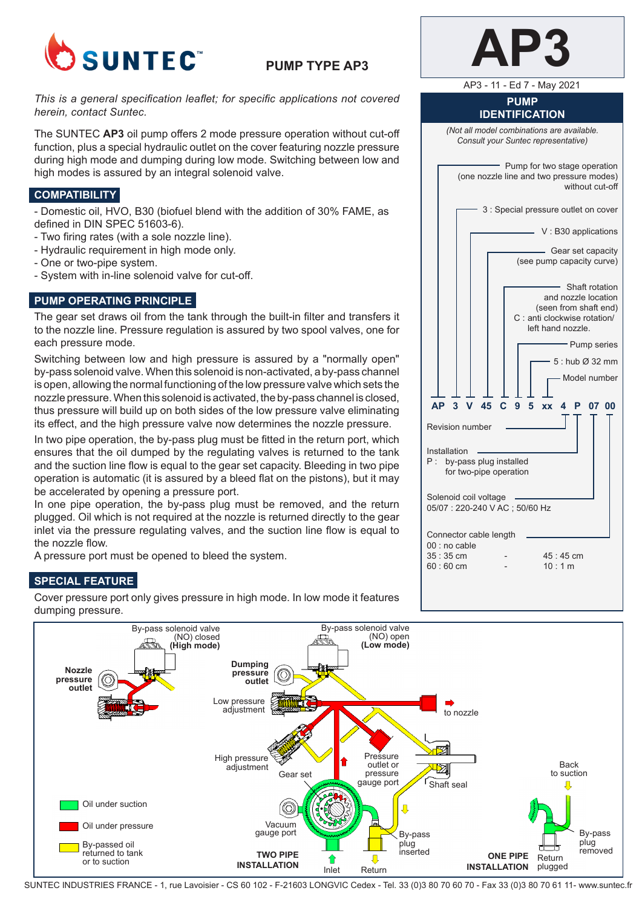# SUNTEC

## PUMP TYPE AP3

# AP3

AP3 - 11 - Ed 7 - May 2021

*This is a general specification leaflet; for specific applications not covered herein, contact Suntec.*

The SUNTEC **AP3** oil pump offers 2 mode pressure operation without cut-off function, plus a special hydraulic outlet on the cover featuring nozzle pressure during high mode and dumping during low mode. Switching between low and high modes is assured by an integral solenoid valve.

## COMPATIBILITY

- Domestic oil, HVO, B30 (biofuel blend with the addition of 30% FAME, as defined in DIN SPEC 51603-6).
- Two firing rates (with a sole nozzle line).
- Hydraulic requirement in high mode only.
- One or two-pipe system.
- System with in-line solenoid valve for cut-off.

## PUMP OPERATING PRINCIPLE

The gear set draws oil from the tank through the built-in filter and transfers it to the nozzle line. Pressure regulation is assured by two spool valves, one for each pressure mode.

Switching between low and high pressure is assured by a "normally open" by-pass solenoid valve. When this solenoid is non-activated, a by-pass channel is open, allowing the normal functioning of the low pressure valve which sets the nozzle pressure. When this solenoid is activated, the by-pass channel is closed, thus pressure will build up on both sides of the low pressure valve eliminating its effect, and the high pressure valve now determines the nozzle pressure.

In two pipe operation, the by-pass plug must be fitted in the return port, which ensures that the oil dumped by the regulating valves is returned to the tank and the suction line flow is equal to the gear set capacity. Bleeding in two pipe operation is automatic (it is assured by a bleed flat on the pistons), but it may be accelerated by opening a pressure port.

In one pipe operation, the by-pass plug must be removed, and the return plugged. Oil which is not required at the nozzle is returned directly to the gear inlet via the pressure regulating valves, and the suction line flow is equal to the nozzle flow.

A pressure port must be opened to bleed the system.

## SPECIAL FEATURE

Cover pressure port only gives pressure in high mode. In low mode it features dumping pressure.

## PUMP IDENTIFICATION

*(Not all model combinations are available. Consult your Suntec representative)*

**AP 3 V 45 C 9 5 xx 4 P 07 00**

- **AP**: Pump for two stage operation (one nozzle line and two pressure modes) without cut-off
- **3**: Special pressure outlet on cover
- **V**: B30 applications
- **45**: Gear set capacity (see pump capacity curve)
- **C**: Shaft rotation and nozzle location (seen from shaft end) C : anti clockwise rotation/ left hand nozzle.
- **9**: Pump series
- **5**: hub Ø 32 mm
- **xx**: Model number
- **4**: Revision number
- **P**: Installation — P : by-pass plug installed for two-pipe operation
- **07**: Solenoid coil voltage — 05/07 : 220-240 V AC ; 50/60 Hz
- **00**: Connector cable length — 00 : no cable; 35 : 35 cm - 45 : 45 cm; 60 : 60 cm - 10 : 1 m

By-pass solenoid valve (NO) closed **(High mode)** — By-pass solenoid valve (NO) open **(Low mode)**

**Nozzle pressure outlet** — **Dumping pressure outlet** — Low pressure adjustment — to nozzle — High pressure adjustment — Gear set — Pressure outlet or pressure gauge port — Shaft seal — Back to suction — Vacuum gauge port — By-pass plug inserted — By-pass plug removed — Inlet — Return — Return plugged

**TWO PIPE INSTALLATION** — **ONE PIPE INSTALLATION**

- Oil under suction
- Oil under pressure
- By-passed oil returned to tank or to suction

SUNTEC INDUSTRIES FRANCE - 1, rue Lavoisier - CS 60 102 - F-21603 LONGVIC Cedex - Tel. 33 (0)3 80 70 60 70 - Fax 33 (0)3 80 70 61 11- www.suntec.fr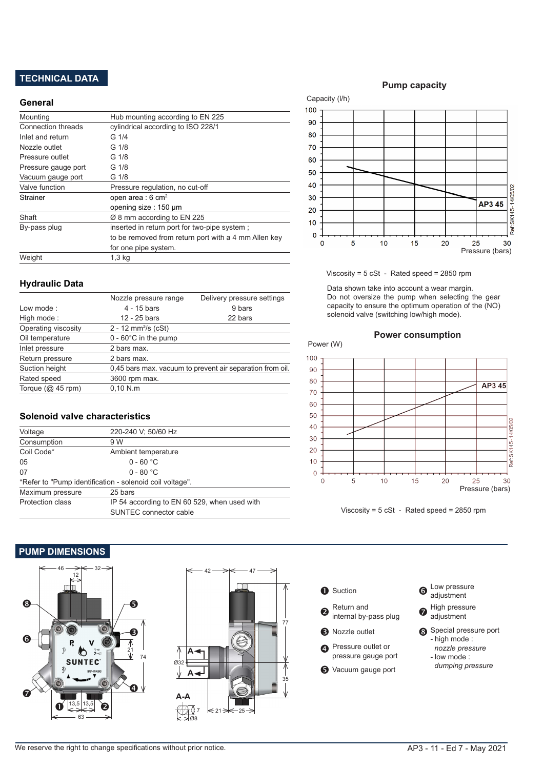## TECHNICAL DATA

### General

| | |
|---|---|
| Mounting | Hub mounting according to EN 225 |
| Connection threads | cylindrical according to ISO 228/1 |
| Inlet and return | G 1/4 |
| Nozzle outlet | G 1/8 |
| Pressure outlet | G 1/8 |
| Pressure gauge port | G 1/8 |
| Vacuum gauge port | G 1/8 |
| Valve function | Pressure regulation, no cut-off |
| Strainer | open area : 6 cm² <br> opening size : 150 µm |
| Shaft | Ø 8 mm according to EN 225 |
| By-pass plug | inserted in return port for two-pipe system ; <br> to be removed from return port with a 4 mm Allen key for one pipe system. |
| Weight | 1,3 kg |

### Hydraulic Data

| | Nozzle pressure range | Delivery pressure settings |
|---|---|---|
| Low mode : | 4 - 15 bars | 9 bars |
| High mode : | 12 - 25 bars | 22 bars |
| Operating viscosity | 2 - 12 mm²/s (cSt) | |
| Oil temperature | 0 - 60°C in the pump | |
| Inlet pressure | 2 bars max. | |
| Return pressure | 2 bars max. | |
| Suction height | 0,45 bars max. vacuum to prevent air separation from oil. | |
| Rated speed | 3600 rpm max. | |
| Torque (@ 45 rpm) | 0,10 N.m | |

### Solenoid valve characteristics

| | |
|---|---|
| Voltage | 220-240 V; 50/60 Hz |
| Consumption | 9 W |
| Coil Code* | Ambient temperature |
| 05 | 0 - 60 °C |
| 07 | 0 - 80 °C |
| *Refer to "Pump identification - solenoid coil voltage". | |
| Maximum pressure | 25 bars |
| Protection class | IP 54 according to EN 60 529, when used with SUNTEC connector cable |

### Pump capacity

Capacity (l/h)

100, 90, 80, 70, 60, 50, 40, 30, 20, 10, 0

0, 5, 10, 15, 20, 25, 30

Pressure (bars)

AP3 45

Ref:SK145-14/05/02

Viscosity = 5 cSt - Rated speed = 2850 rpm

Data shown take into account a wear margin.
Do not oversize the pump when selecting the gear capacity to ensure the optimum operation of the (NO) solenoid valve (switching low/high mode).

### Power consumption

Power (W)

100, 90, 80, 70, 60, 50, 40, 30, 20, 10, 0

0, 5, 10, 15, 20, 25, 30

Pressure (bars)

AP3 45

Ref:SK145-14/05/02

Viscosity = 5 cSt - Rated speed = 2850 rpm

## PUMP DIMENSIONS

46, 32, 12, 21, 74, 13,5, 13,5, 63

42, 47, 77, 35, Ø32, A, A, A-A, 7, Ø8, 21, 25

1. Suction
2. Return and internal by-pass plug
3. Nozzle outlet
4. Pressure outlet or pressure gauge port
5. Vacuum gauge port
6. Low pressure adjustment
7. High pressure adjustment
8. Special pressure port
   - high mode : *nozzle pressure*
   - low mode : *dumping pressure*

We reserve the right to change specifications without prior notice.